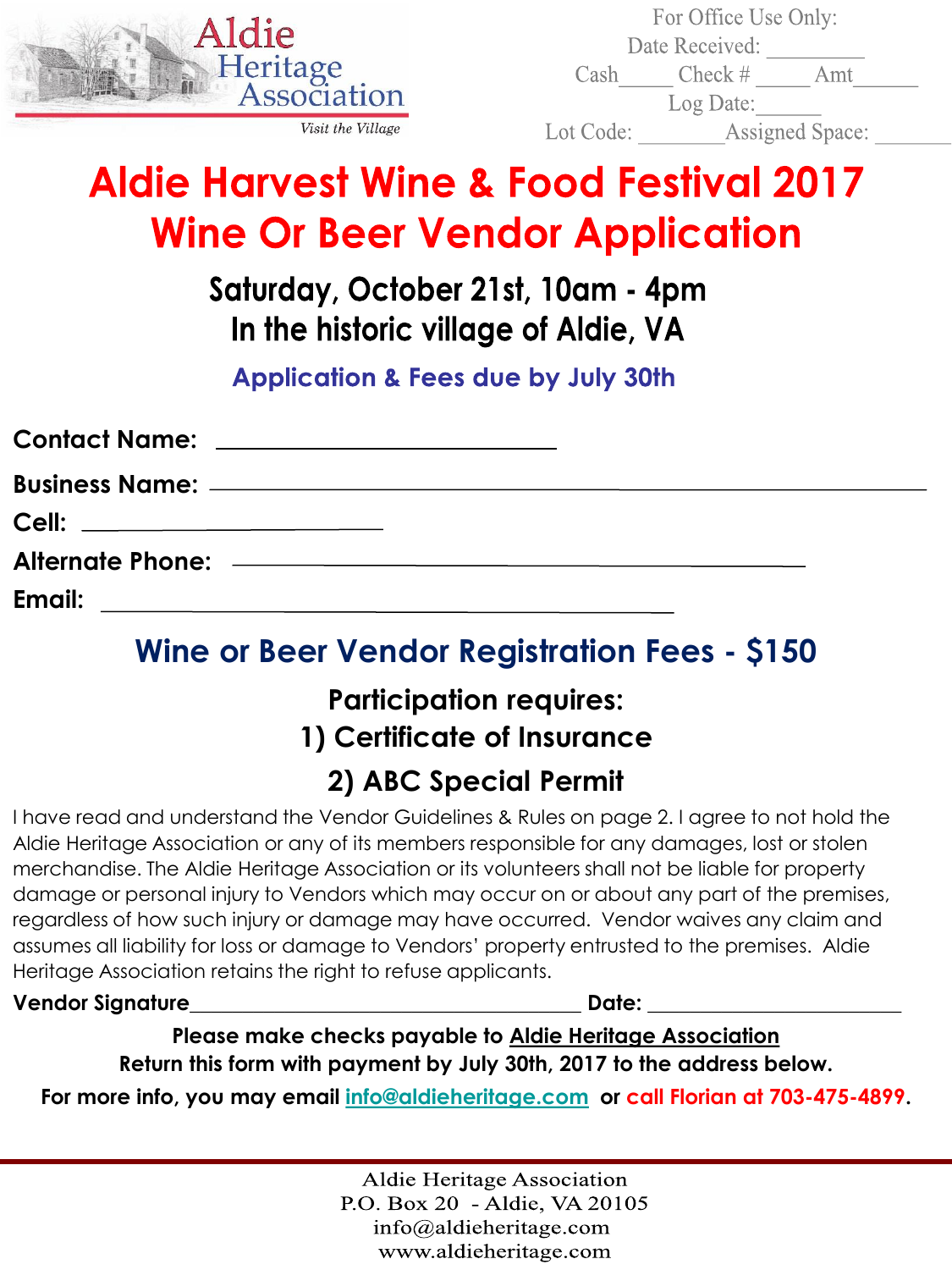Aldie Heritage Association

*Visit the Village*

For Office Use Only:
Date Received: ________
Cash_____ Check # _____ Amt______
Log Date:______
Lot Code: ________ Assigned Space: _______

# Aldie Harvest Wine & Food Festival 2017
# Wine Or Beer Vendor Application

## Saturday, October 21st, 10am - 4pm
## In the historic village of Aldie, VA

**Application & Fees due by July 30th**

**Contact Name:** ______________________________

**Business Name:** ______________________________________________________________

**Cell:** ___________________________

**Alternate Phone:** ___________________________________________________

**Email:** ___________________________________________________

## Wine or Beer Vendor Registration Fees - $150

### Participation requires:
### 1) Certificate of Insurance
### 2) ABC Special Permit

I have read and understand the Vendor Guidelines & Rules on page 2. I agree to not hold the Aldie Heritage Association or any of its members responsible for any damages, lost or stolen merchandise. The Aldie Heritage Association or its volunteers shall not be liable for property damage or personal injury to Vendors which may occur on or about any part of the premises, regardless of how such injury or damage may have occurred. Vendor waives any claim and assumes all liability for loss or damage to Vendors' property entrusted to the premises. Aldie Heritage Association retains the right to refuse applicants.

**Vendor Signature**___________________________________ **Date:** _______________________

**Please make checks payable to Aldie Heritage Association**
**Return this form with payment by July 30th, 2017 to the address below.**

**For more info, you may email info@aldieheritage.com or call Florian at 703-475-4899.**

Aldie Heritage Association
P.O. Box 20 - Aldie, VA 20105
info@aldieheritage.com
www.aldieheritage.com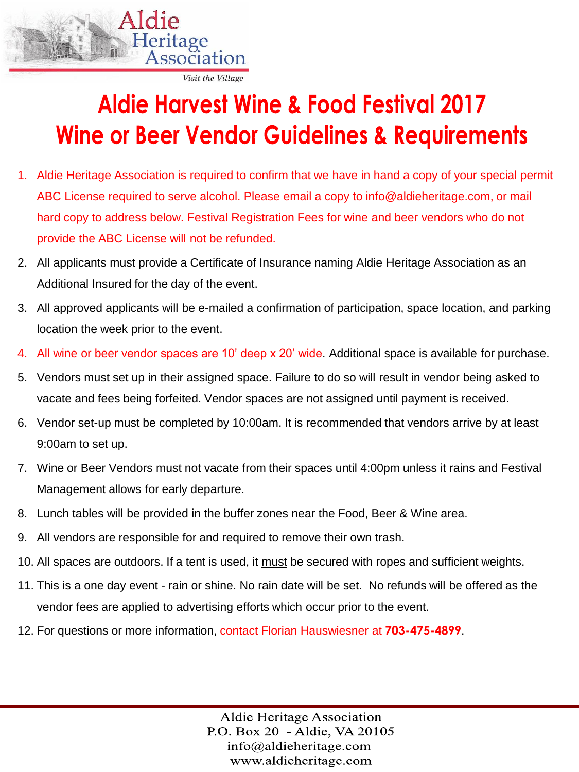Aldie Heritage Association

*Visit the Village*

# Aldie Harvest Wine & Food Festival 2017
# Wine or Beer Vendor Guidelines & Requirements

1. Aldie Heritage Association is required to confirm that we have in hand a copy of your special permit ABC License required to serve alcohol. Please email a copy to info@aldieheritage.com, or mail hard copy to address below. Festival Registration Fees for wine and beer vendors who do not provide the ABC License will not be refunded.
2. All applicants must provide a Certificate of Insurance naming Aldie Heritage Association as an Additional Insured for the day of the event.
3. All approved applicants will be e-mailed a confirmation of participation, space location, and parking location the week prior to the event.
4. All wine or beer vendor spaces are 10' deep x 20' wide. Additional space is available for purchase.
5. Vendors must set up in their assigned space. Failure to do so will result in vendor being asked to vacate and fees being forfeited. Vendor spaces are not assigned until payment is received.
6. Vendor set-up must be completed by 10:00am. It is recommended that vendors arrive by at least 9:00am to set up.
7. Wine or Beer Vendors must not vacate from their spaces until 4:00pm unless it rains and Festival Management allows for early departure.
8. Lunch tables will be provided in the buffer zones near the Food, Beer & Wine area.
9. All vendors are responsible for and required to remove their own trash.
10. All spaces are outdoors. If a tent is used, it must be secured with ropes and sufficient weights.
11. This is a one day event - rain or shine. No rain date will be set. No refunds will be offered as the vendor fees are applied to advertising efforts which occur prior to the event.
12. For questions or more information, contact Florian Hauswiesner at **703-475-4899**.

Aldie Heritage Association
P.O. Box 20 - Aldie, VA 20105
info@aldieheritage.com
www.aldieheritage.com